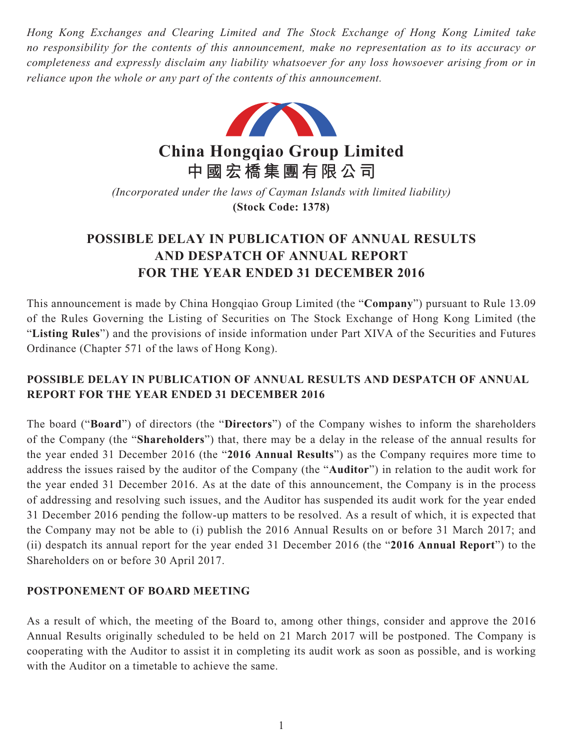*Hong Kong Exchanges and Clearing Limited and The Stock Exchange of Hong Kong Limited take no responsibility for the contents of this announcement, make no representation as to its accuracy or completeness and expressly disclaim any liability whatsoever for any loss howsoever arising from or in reliance upon the whole or any part of the contents of this announcement.*

# China Hongqiao Group Limited
# 中國宏橋集團有限公司

*(Incorporated under the laws of Cayman Islands with limited liability)*
**(Stock Code: 1378)**

## POSSIBLE DELAY IN PUBLICATION OF ANNUAL RESULTS AND DESPATCH OF ANNUAL REPORT FOR THE YEAR ENDED 31 DECEMBER 2016

This announcement is made by China Hongqiao Group Limited (the "**Company**") pursuant to Rule 13.09 of the Rules Governing the Listing of Securities on The Stock Exchange of Hong Kong Limited (the "**Listing Rules**") and the provisions of inside information under Part XIVA of the Securities and Futures Ordinance (Chapter 571 of the laws of Hong Kong).

### POSSIBLE DELAY IN PUBLICATION OF ANNUAL RESULTS AND DESPATCH OF ANNUAL REPORT FOR THE YEAR ENDED 31 DECEMBER 2016

The board ("**Board**") of directors (the "**Directors**") of the Company wishes to inform the shareholders of the Company (the "**Shareholders**") that, there may be a delay in the release of the annual results for the year ended 31 December 2016 (the "**2016 Annual Results**") as the Company requires more time to address the issues raised by the auditor of the Company (the "**Auditor**") in relation to the audit work for the year ended 31 December 2016. As at the date of this announcement, the Company is in the process of addressing and resolving such issues, and the Auditor has suspended its audit work for the year ended 31 December 2016 pending the follow-up matters to be resolved. As a result of which, it is expected that the Company may not be able to (i) publish the 2016 Annual Results on or before 31 March 2017; and (ii) despatch its annual report for the year ended 31 December 2016 (the "**2016 Annual Report**") to the Shareholders on or before 30 April 2017.

### POSTPONEMENT OF BOARD MEETING

As a result of which, the meeting of the Board to, among other things, consider and approve the 2016 Annual Results originally scheduled to be held on 21 March 2017 will be postponed. The Company is cooperating with the Auditor to assist it in completing its audit work as soon as possible, and is working with the Auditor on a timetable to achieve the same.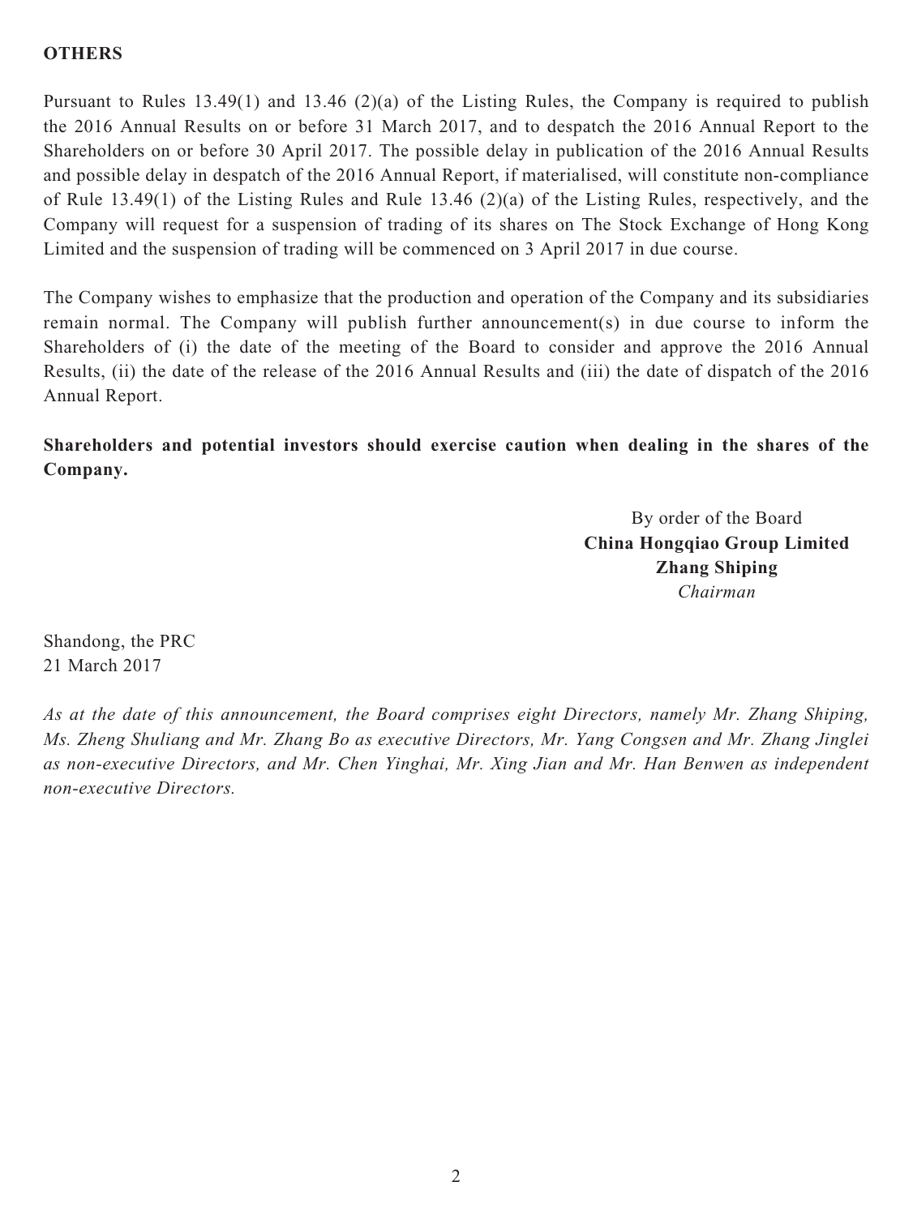**OTHERS**

Pursuant to Rules 13.49(1) and 13.46 (2)(a) of the Listing Rules, the Company is required to publish the 2016 Annual Results on or before 31 March 2017, and to despatch the 2016 Annual Report to the Shareholders on or before 30 April 2017. The possible delay in publication of the 2016 Annual Results and possible delay in despatch of the 2016 Annual Report, if materialised, will constitute non-compliance of Rule 13.49(1) of the Listing Rules and Rule 13.46 (2)(a) of the Listing Rules, respectively, and the Company will request for a suspension of trading of its shares on The Stock Exchange of Hong Kong Limited and the suspension of trading will be commenced on 3 April 2017 in due course.

The Company wishes to emphasize that the production and operation of the Company and its subsidiaries remain normal. The Company will publish further announcement(s) in due course to inform the Shareholders of (i) the date of the meeting of the Board to consider and approve the 2016 Annual Results, (ii) the date of the release of the 2016 Annual Results and (iii) the date of dispatch of the 2016 Annual Report.

**Shareholders and potential investors should exercise caution when dealing in the shares of the Company.**

By order of the Board
**China Hongqiao Group Limited**
**Zhang Shiping**
*Chairman*

Shandong, the PRC
21 March 2017

*As at the date of this announcement, the Board comprises eight Directors, namely Mr. Zhang Shiping, Ms. Zheng Shuliang and Mr. Zhang Bo as executive Directors, Mr. Yang Congsen and Mr. Zhang Jinglei as non-executive Directors, and Mr. Chen Yinghai, Mr. Xing Jian and Mr. Han Benwen as independent non-executive Directors.*